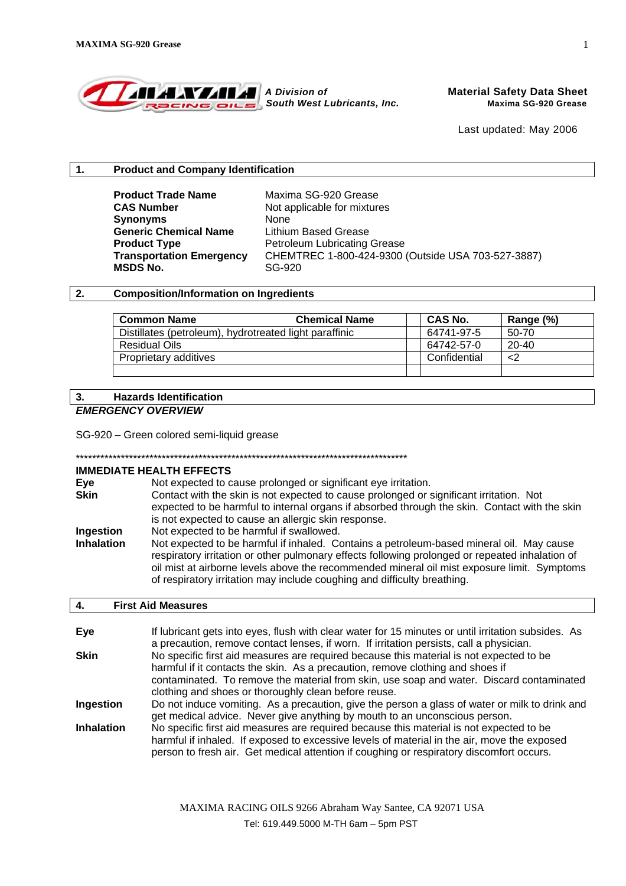A Division of South West Lubricants, Inc.

**Material Safety Data Sheet**
**Maxima SG-920 Grease**

Last updated: May 2006

## 1. Product and Company Identification

| | |
|---|---|
| **Product Trade Name** | Maxima SG-920 Grease |
| **CAS Number** | Not applicable for mixtures |
| **Synonyms** | None |
| **Generic Chemical Name** | Lithium Based Grease |
| **Product Type** | Petroleum Lubricating Grease |
| **Transportation Emergency** | CHEMTREC 1-800-424-9300 (Outside USA 703-527-3887) |
| **MSDS No.** | SG-920 |

## 2. Composition/Information on Ingredients

| Common Name Chemical Name | | CAS No. | Range (%) |
|---|---|---|---|
| Distillates (petroleum), hydrotreated light paraffinic | | 64741-97-5 | 50-70 |
| Residual Oils | | 64742-57-0 | 20-40 |
| Proprietary additives | | Confidential | <2 |
| | | | |

## 3. Hazards Identification

***EMERGENCY OVERVIEW***

SG-920 – Green colored semi-liquid grease

************************************************************************************

**IMMEDIATE HEALTH EFFECTS**

**Eye** Not expected to cause prolonged or significant eye irritation.

**Skin** Contact with the skin is not expected to cause prolonged or significant irritation. Not expected to be harmful to internal organs if absorbed through the skin. Contact with the skin is not expected to cause an allergic skin response.

**Ingestion** Not expected to be harmful if swallowed.

**Inhalation** Not expected to be harmful if inhaled. Contains a petroleum-based mineral oil. May cause respiratory irritation or other pulmonary effects following prolonged or repeated inhalation of oil mist at airborne levels above the recommended mineral oil mist exposure limit. Symptoms of respiratory irritation may include coughing and difficulty breathing.

## 4. First Aid Measures

**Eye** If lubricant gets into eyes, flush with clear water for 15 minutes or until irritation subsides. As a precaution, remove contact lenses, if worn. If irritation persists, call a physician.

**Skin** No specific first aid measures are required because this material is not expected to be harmful if it contacts the skin. As a precaution, remove clothing and shoes if contaminated. To remove the material from skin, use soap and water. Discard contaminated clothing and shoes or thoroughly clean before reuse.

**Ingestion** Do not induce vomiting. As a precaution, give the person a glass of water or milk to drink and get medical advice. Never give anything by mouth to an unconscious person.

**Inhalation** No specific first aid measures are required because this material is not expected to be harmful if inhaled. If exposed to excessive levels of material in the air, move the exposed person to fresh air. Get medical attention if coughing or respiratory discomfort occurs.

MAXIMA RACING OILS 9266 Abraham Way Santee, CA 92071 USA
Tel: 619.449.5000 M-TH 6am – 5pm PST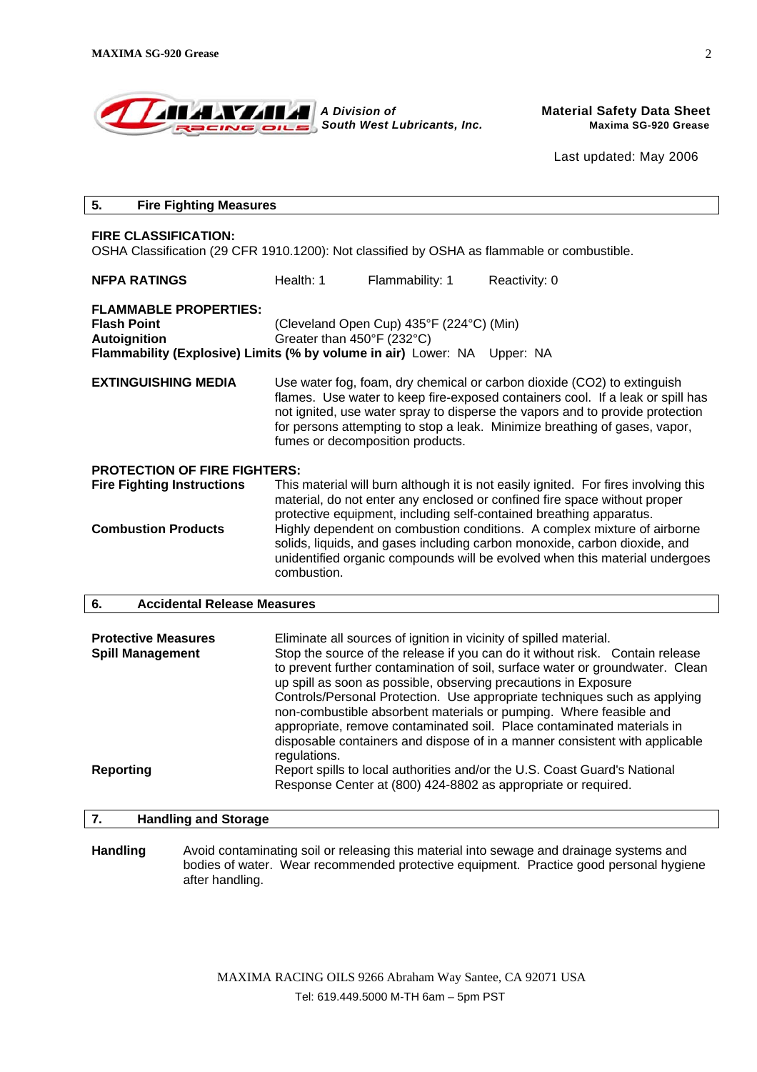*A Division of South West Lubricants, Inc.*

**Material Safety Data Sheet**
**Maxima SG-920 Grease**

Last updated: May 2006

## 5. Fire Fighting Measures

**FIRE CLASSIFICATION:**
OSHA Classification (29 CFR 1910.1200): Not classified by OSHA as flammable or combustible.

**NFPA RATINGS** Health: 1 Flammability: 1 Reactivity: 0

**FLAMMABLE PROPERTIES:**
**Flash Point** (Cleveland Open Cup) 435°F (224°C) (Min)
**Autoignition** Greater than 450°F (232°C)
**Flammability (Explosive) Limits (% by volume in air)** Lower: NA Upper: NA

**EXTINGUISHING MEDIA** Use water fog, foam, dry chemical or carbon dioxide ($CO_2$) to extinguish flames. Use water to keep fire-exposed containers cool. If a leak or spill has not ignited, use water spray to disperse the vapors and to provide protection for persons attempting to stop a leak. Minimize breathing of gases, vapor, fumes or decomposition products.

**PROTECTION OF FIRE FIGHTERS:**
**Fire Fighting Instructions** This material will burn although it is not easily ignited. For fires involving this material, do not enter any enclosed or confined fire space without proper protective equipment, including self-contained breathing apparatus.
**Combustion Products** Highly dependent on combustion conditions. A complex mixture of airborne solids, liquids, and gases including carbon monoxide, carbon dioxide, and unidentified organic compounds will be evolved when this material undergoes combustion.

## 6. Accidental Release Measures

**Protective Measures** Eliminate all sources of ignition in vicinity of spilled material.
**Spill Management** Stop the source of the release if you can do it without risk. Contain release to prevent further contamination of soil, surface water or groundwater. Clean up spill as soon as possible, observing precautions in Exposure Controls/Personal Protection. Use appropriate techniques such as applying non-combustible absorbent materials or pumping. Where feasible and appropriate, remove contaminated soil. Place contaminated materials in disposable containers and dispose of in a manner consistent with applicable regulations.
**Reporting** Report spills to local authorities and/or the U.S. Coast Guard's National Response Center at (800) 424-8802 as appropriate or required.

## 7. Handling and Storage

**Handling** Avoid contaminating soil or releasing this material into sewage and drainage systems and bodies of water. Wear recommended protective equipment. Practice good personal hygiene after handling.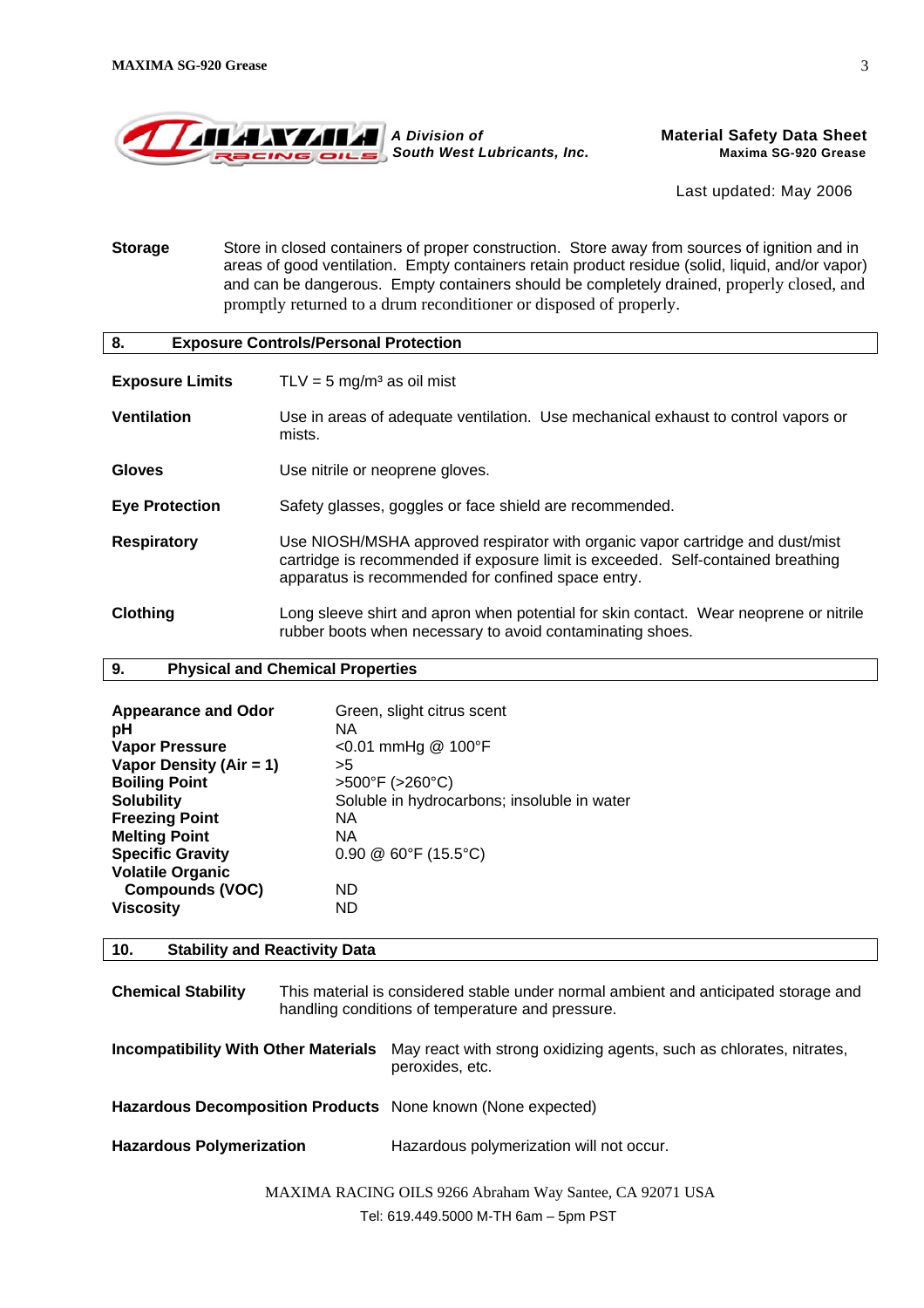A Division of South West Lubricants, Inc.

**Material Safety Data Sheet**
**Maxima SG-920 Grease**

Last updated: May 2006

**Storage** Store in closed containers of proper construction. Store away from sources of ignition and in areas of good ventilation. Empty containers retain product residue (solid, liquid, and/or vapor) and can be dangerous. Empty containers should be completely drained, properly closed, and promptly returned to a drum reconditioner or disposed of properly.

## 8. Exposure Controls/Personal Protection

**Exposure Limits** TLV = 5 mg/m³ as oil mist

**Ventilation** Use in areas of adequate ventilation. Use mechanical exhaust to control vapors or mists.

**Gloves** Use nitrile or neoprene gloves.

**Eye Protection** Safety glasses, goggles or face shield are recommended.

**Respiratory** Use NIOSH/MSHA approved respirator with organic vapor cartridge and dust/mist cartridge is recommended if exposure limit is exceeded. Self-contained breathing apparatus is recommended for confined space entry.

**Clothing** Long sleeve shirt and apron when potential for skin contact. Wear neoprene or nitrile rubber boots when necessary to avoid contaminating shoes.

## 9. Physical and Chemical Properties

| | |
|---|---|
| **Appearance and Odor** | Green, slight citrus scent |
| **pH** | NA |
| **Vapor Pressure** | <0.01 mmHg @ 100°F |
| **Vapor Density (Air = 1)** | >5 |
| **Boiling Point** | >500°F (>260°C) |
| **Solubility** | Soluble in hydrocarbons; insoluble in water |
| **Freezing Point** | NA |
| **Melting Point** | NA |
| **Specific Gravity** | 0.90 @ 60°F (15.5°C) |
| **Volatile Organic Compounds (VOC)** | ND |
| **Viscosity** | ND |

## 10. Stability and Reactivity Data

**Chemical Stability** This material is considered stable under normal ambient and anticipated storage and handling conditions of temperature and pressure.

**Incompatibility With Other Materials** May react with strong oxidizing agents, such as chlorates, nitrates, peroxides, etc.

**Hazardous Decomposition Products** None known (None expected)

**Hazardous Polymerization** Hazardous polymerization will not occur.

MAXIMA RACING OILS 9266 Abraham Way Santee, CA 92071 USA
Tel: 619.449.5000 M-TH 6am – 5pm PST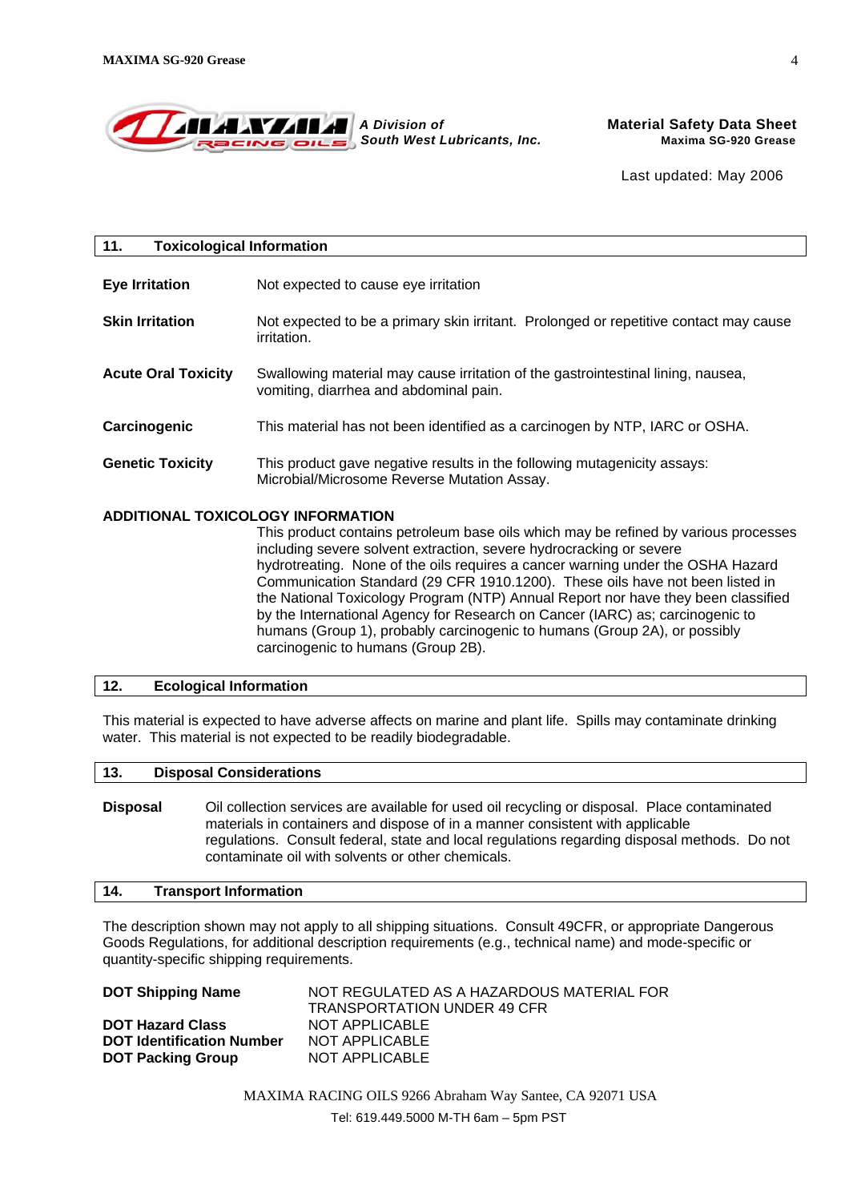*A Division of South West Lubricants, Inc.*

**Material Safety Data Sheet**
**Maxima SG-920 Grease**

Last updated: May 2006

## 11. Toxicological Information

**Eye Irritation** Not expected to cause eye irritation

**Skin Irritation** Not expected to be a primary skin irritant. Prolonged or repetitive contact may cause irritation.

**Acute Oral Toxicity** Swallowing material may cause irritation of the gastrointestinal lining, nausea, vomiting, diarrhea and abdominal pain.

**Carcinogenic** This material has not been identified as a carcinogen by NTP, IARC or OSHA.

**Genetic Toxicity** This product gave negative results in the following mutagenicity assays: Microbial/Microsome Reverse Mutation Assay.

**ADDITIONAL TOXICOLOGY INFORMATION**

This product contains petroleum base oils which may be refined by various processes including severe solvent extraction, severe hydrocracking or severe hydrotreating. None of the oils requires a cancer warning under the OSHA Hazard Communication Standard (29 CFR 1910.1200). These oils have not been listed in the National Toxicology Program (NTP) Annual Report nor have they been classified by the International Agency for Research on Cancer (IARC) as; carcinogenic to humans (Group 1), probably carcinogenic to humans (Group 2A), or possibly carcinogenic to humans (Group 2B).

## 12. Ecological Information

This material is expected to have adverse affects on marine and plant life. Spills may contaminate drinking water. This material is not expected to be readily biodegradable.

## 13. Disposal Considerations

**Disposal** Oil collection services are available for used oil recycling or disposal. Place contaminated materials in containers and dispose of in a manner consistent with applicable regulations. Consult federal, state and local regulations regarding disposal methods. Do not contaminate oil with solvents or other chemicals.

## 14. Transport Information

The description shown may not apply to all shipping situations. Consult 49CFR, or appropriate Dangerous Goods Regulations, for additional description requirements (e.g., technical name) and mode-specific or quantity-specific shipping requirements.

**DOT Shipping Name** NOT REGULATED AS A HAZARDOUS MATERIAL FOR TRANSPORTATION UNDER 49 CFR
**DOT Hazard Class** NOT APPLICABLE
**DOT Identification Number** NOT APPLICABLE
**DOT Packing Group** NOT APPLICABLE

MAXIMA RACING OILS 9266 Abraham Way Santee, CA 92071 USA
Tel: 619.449.5000 M-TH 6am – 5pm PST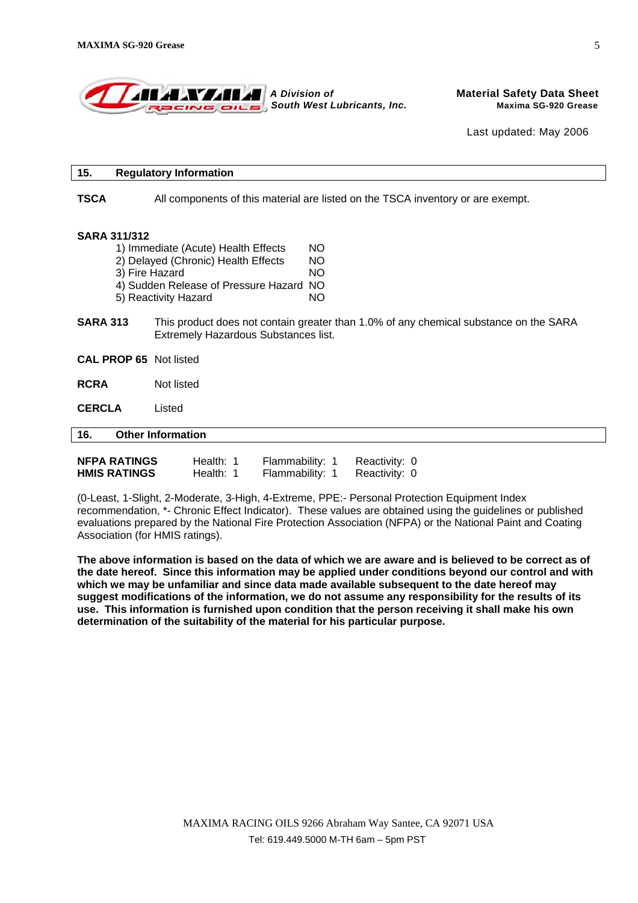A Division of
South West Lubricants, Inc.

**Material Safety Data Sheet**
**Maxima SG-920 Grease**

Last updated: May 2006

## 15. Regulatory Information

**TSCA** All components of this material are listed on the TSCA inventory or are exempt.

**SARA 311/312**

| | |
|---|---|
| 1) Immediate (Acute) Health Effects | NO |
| 2) Delayed (Chronic) Health Effects | NO |
| 3) Fire Hazard | NO |
| 4) Sudden Release of Pressure Hazard | NO |
| 5) Reactivity Hazard | NO |

**SARA 313** This product does not contain greater than 1.0% of any chemical substance on the SARA Extremely Hazardous Substances list.

**CAL PROP 65** Not listed

**RCRA** Not listed

**CERCLA** Listed

## 16. Other Information

| | | | |
|---|---|---|---|
| **NFPA RATINGS** | Health: 1 | Flammability: 1 | Reactivity: 0 |
| **HMIS RATINGS** | Health: 1 | Flammability: 1 | Reactivity: 0 |

(0-Least, 1-Slight, 2-Moderate, 3-High, 4-Extreme, PPE:- Personal Protection Equipment Index recommendation, *- Chronic Effect Indicator). These values are obtained using the guidelines or published evaluations prepared by the National Fire Protection Association (NFPA) or the National Paint and Coating Association (for HMIS ratings).

**The above information is based on the data of which we are aware and is believed to be correct as of the date hereof. Since this information may be applied under conditions beyond our control and with which we may be unfamiliar and since data made available subsequent to the date hereof may suggest modifications of the information, we do not assume any responsibility for the results of its use. This information is furnished upon condition that the person receiving it shall make his own determination of the suitability of the material for his particular purpose.**

MAXIMA RACING OILS 9266 Abraham Way Santee, CA 92071 USA
Tel: 619.449.5000 M-TH 6am – 5pm PST